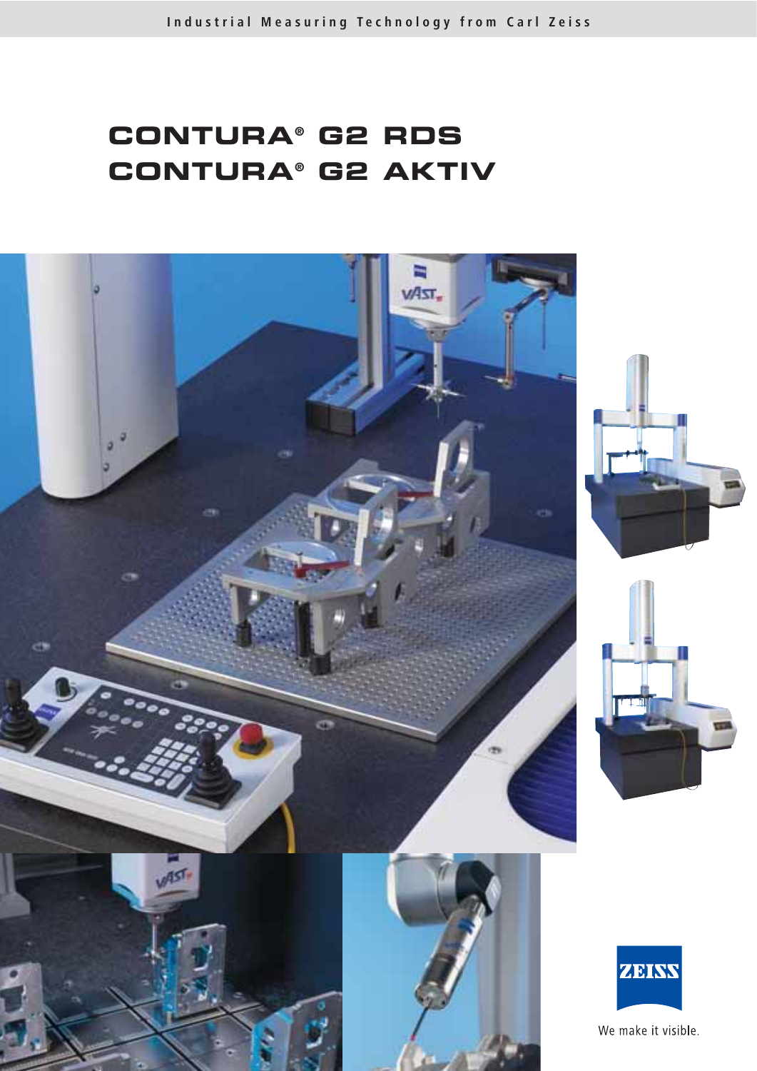Industrial Measuring Technology from Carl Zeiss

# CONTURA® G2 RDS
# CONTURA® G2 AKTIV

ZEISS

We make it visible.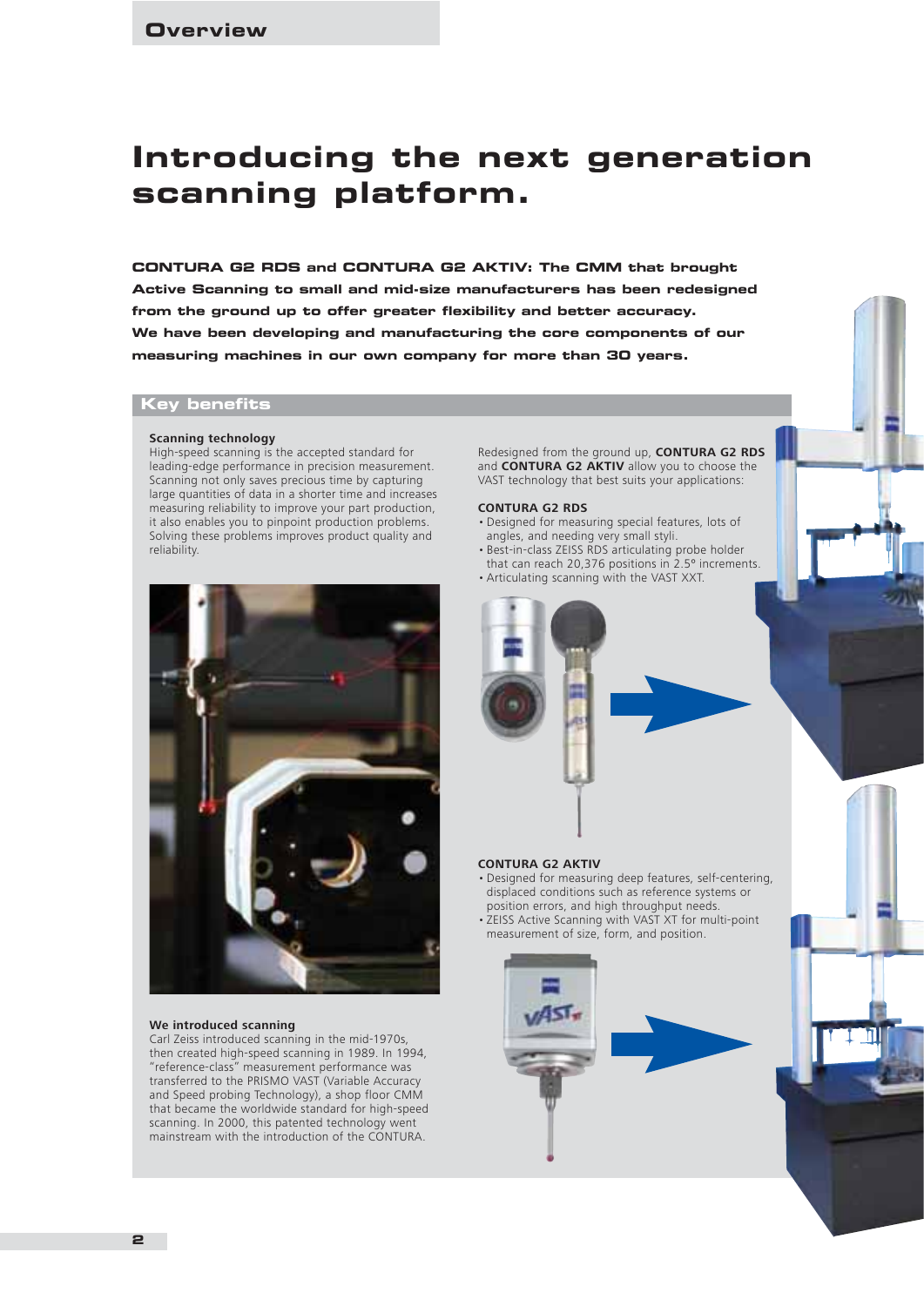## Overview

# Introducing the next generation scanning platform.

**CONTURA G2 RDS and CONTURA G2 AKTIV: The CMM that brought Active Scanning to small and mid-size manufacturers has been redesigned from the ground up to offer greater flexibility and better accuracy. We have been developing and manufacturing the core components of our measuring machines in our own company for more than 30 years.**

## Key benefits

### Scanning technology

High-speed scanning is the accepted standard for leading-edge performance in precision measurement. Scanning not only saves precious time by capturing large quantities of data in a shorter time and increases measuring reliability to improve your part production, it also enables you to pinpoint production problems. Solving these problems improves product quality and reliability.

### We introduced scanning

Carl Zeiss introduced scanning in the mid-1970s, then created high-speed scanning in 1989. In 1994, "reference-class" measurement performance was transferred to the PRISMO VAST (Variable Accuracy and Speed probing Technology), a shop floor CMM that became the worldwide standard for high-speed scanning. In 2000, this patented technology went mainstream with the introduction of the CONTURA.

Redesigned from the ground up, **CONTURA G2 RDS** and **CONTURA G2 AKTIV** allow you to choose the VAST technology that best suits your applications:

### CONTURA G2 RDS

- Designed for measuring special features, lots of angles, and needing very small styli.
- Best-in-class ZEISS RDS articulating probe holder that can reach 20,376 positions in 2.5° increments.
- Articulating scanning with the VAST XXT.

### CONTURA G2 AKTIV

- Designed for measuring deep features, self-centering, displaced conditions such as reference systems or position errors, and high throughput needs.
- ZEISS Active Scanning with VAST XT for multi-point measurement of size, form, and position.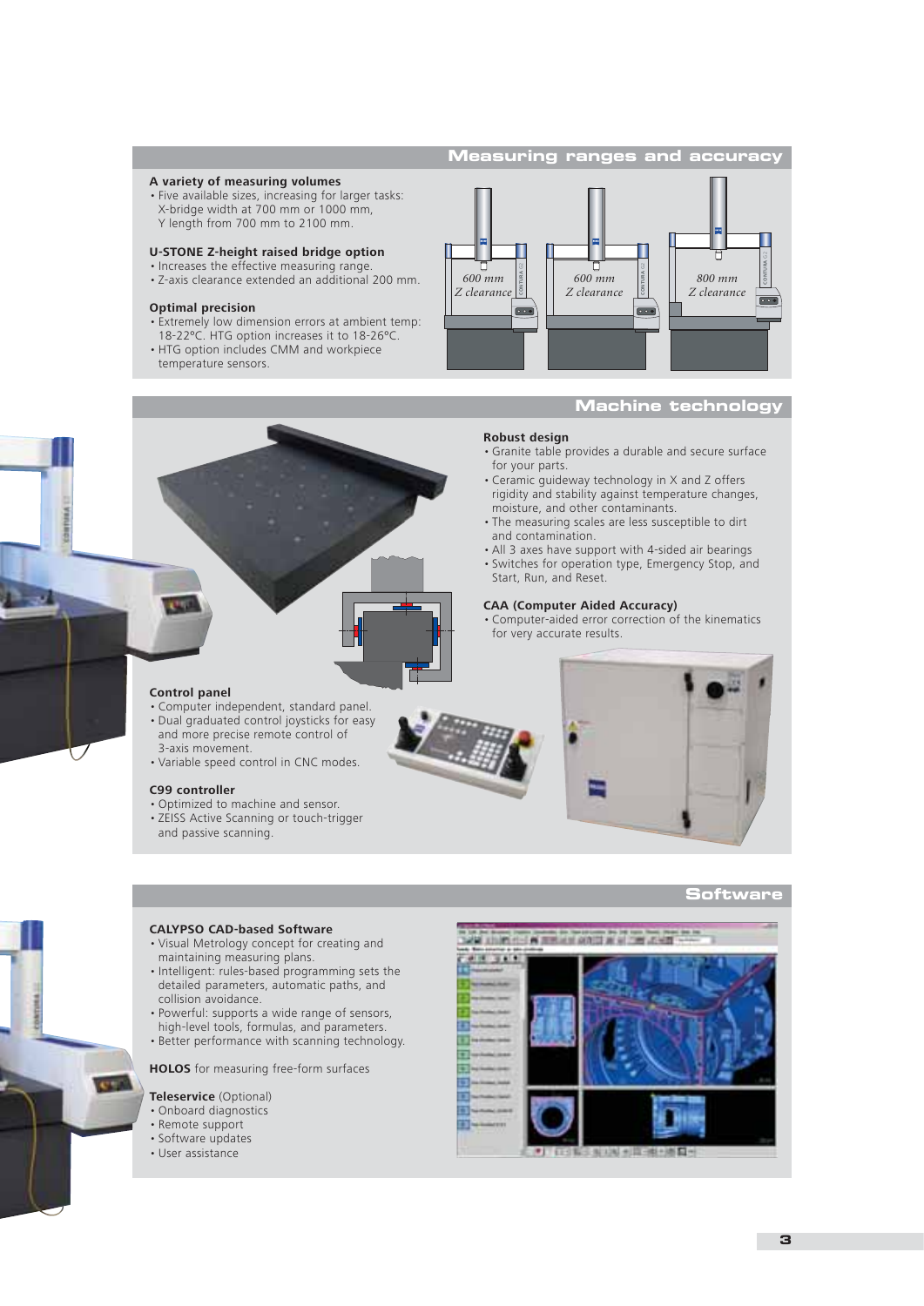## Measuring ranges and accuracy

### A variety of measuring volumes
- Five available sizes, increasing for larger tasks: X-bridge width at 700 mm or 1000 mm, Y length from 700 mm to 2100 mm.

### U-STONE Z-height raised bridge option
- Increases the effective measuring range.
- Z-axis clearance extended an additional 200 mm.

### Optimal precision
- Extremely low dimension errors at ambient temp: 18-22°C. HTG option increases it to 18-26°C.
- HTG option includes CMM and workpiece temperature sensors.

600 mm Z clearance

600 mm Z clearance

800 mm Z clearance

## Machine technology

### Robust design
- Granite table provides a durable and secure surface for your parts.
- Ceramic guideway technology in X and Z offers rigidity and stability against temperature changes, moisture, and other contaminants.
- The measuring scales are less susceptible to dirt and contamination.
- All 3 axes have support with 4-sided air bearings
- Switches for operation type, Emergency Stop, and Start, Run, and Reset.

### CAA (Computer Aided Accuracy)
- Computer-aided error correction of the kinematics for very accurate results.

### Control panel
- Computer independent, standard panel.
- Dual graduated control joysticks for easy and more precise remote control of 3-axis movement.
- Variable speed control in CNC modes.

### C99 controller
- Optimized to machine and sensor.
- ZEISS Active Scanning or touch-trigger and passive scanning.

## Software

### CALYPSO CAD-based Software
- Visual Metrology concept for creating and maintaining measuring plans.
- Intelligent: rules-based programming sets the detailed parameters, automatic paths, and collision avoidance.
- Powerful: supports a wide range of sensors, high-level tools, formulas, and parameters.
- Better performance with scanning technology.

**HOLOS** for measuring free-form surfaces

**Teleservice** (Optional)
- Onboard diagnostics
- Remote support
- Software updates
- User assistance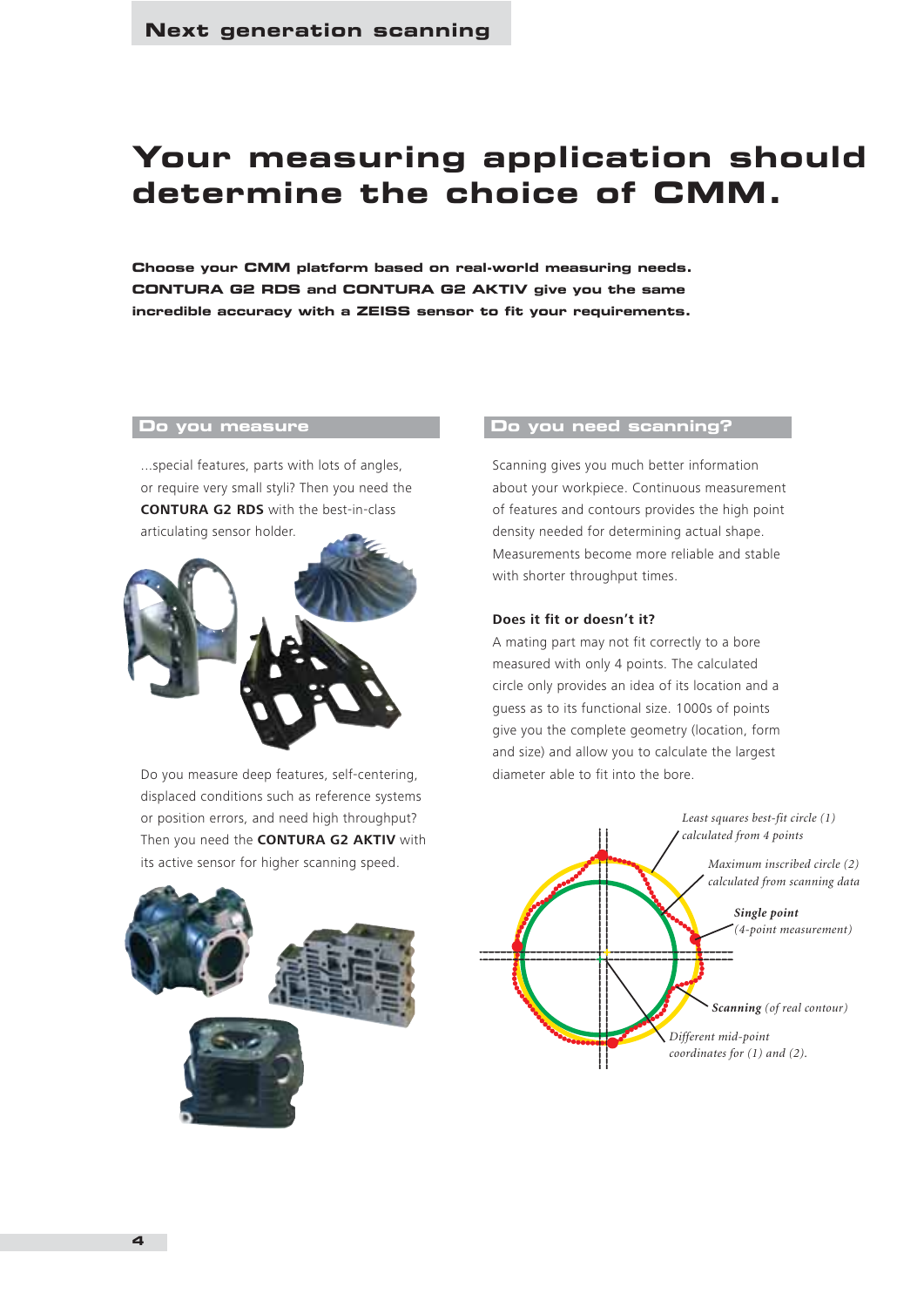# Your measuring application should determine the choice of CMM.

**Choose your CMM platform based on real-world measuring needs. CONTURA G2 RDS and CONTURA G2 AKTIV give you the same incredible accuracy with a ZEISS sensor to fit your requirements.**

## Do you measure

...special features, parts with lots of angles, or require very small styli? Then you need the **CONTURA G2 RDS** with the best-in-class articulating sensor holder.

Do you measure deep features, self-centering, displaced conditions such as reference systems or position errors, and need high throughput? Then you need the **CONTURA G2 AKTIV** with its active sensor for higher scanning speed.

## Do you need scanning?

Scanning gives you much better information about your workpiece. Continuous measurement of features and contours provides the high point density needed for determining actual shape. Measurements become more reliable and stable with shorter throughput times.

**Does it fit or doesn't it?**

A mating part may not fit correctly to a bore measured with only 4 points. The calculated circle only provides an idea of its location and a guess as to its functional size. 1000s of points give you the complete geometry (location, form and size) and allow you to calculate the largest diameter able to fit into the bore.

*Least squares best-fit circle (1) calculated from 4 points*

*Maximum inscribed circle (2) calculated from scanning data*

***Single point** (4-point measurement)*

***Scanning** (of real contour)*

*Different mid-point coordinates for (1) and (2).*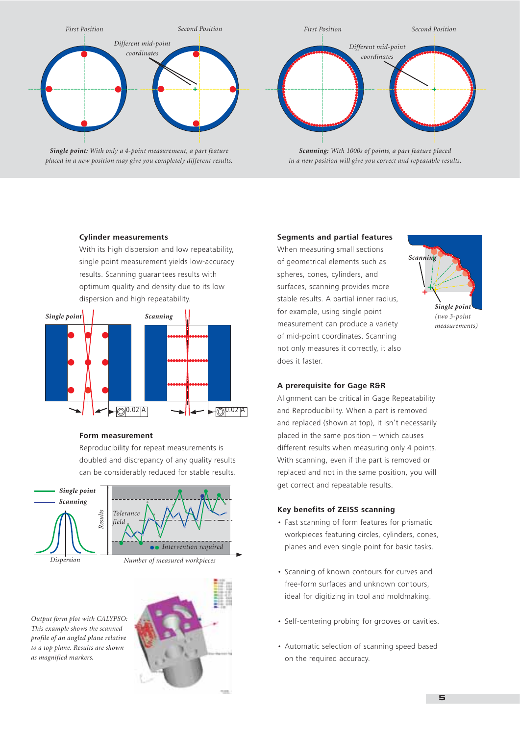*First Position* *Second Position* *Different mid-point coordinates*

***Single point:** With only a 4-point measurement, a part feature placed in a new position may give you completely different results.*

*First Position* *Second Position* *Different mid-point coordinates*

***Scanning:** With 1000s of points, a part feature placed in a new position will give you correct and repeatable results.*

### Cylinder measurements

With its high dispersion and low repeatability, single point measurement yields low-accuracy results. Scanning guarantees results with optimum quality and density due to its low dispersion and high repeatability.

***Single point*** ***Scanning***

### Form measurement

Reproducibility for repeat measurements is doubled and discrepancy of any quality results can be considerably reduced for stable results.

*Single point* *Scanning* *Dispersion* *Results* *Tolerance field* *Intervention required* *Number of measured workpieces*

*Output form plot with CALYPSO: This example shows the scanned profile of an angled plane relative to a top plane. Results are shown as magnified markers.*

### Segments and partial features

When measuring small sections of geometrical elements such as spheres, cones, cylinders, and surfaces, scanning provides more stable results. A partial inner radius, for example, using single point measurement can produce a variety of mid-point coordinates. Scanning not only measures it correctly, it also does it faster.

***Scanning*** ***Single point*** *(two 3-point measurements)*

### A prerequisite for Gage R&R

Alignment can be critical in Gage Repeatability and Reproducibility. When a part is removed and replaced (shown at top), it isn't necessarily placed in the same position – which causes different results when measuring only 4 points. With scanning, even if the part is removed or replaced and not in the same position, you will get correct and repeatable results.

### Key benefits of ZEISS scanning

- Fast scanning of form features for prismatic workpieces featuring circles, cylinders, cones, planes and even single point for basic tasks.
- Scanning of known contours for curves and free-form surfaces and unknown contours, ideal for digitizing in tool and moldmaking.
- Self-centering probing for grooves or cavities.
- Automatic selection of scanning speed based on the required accuracy.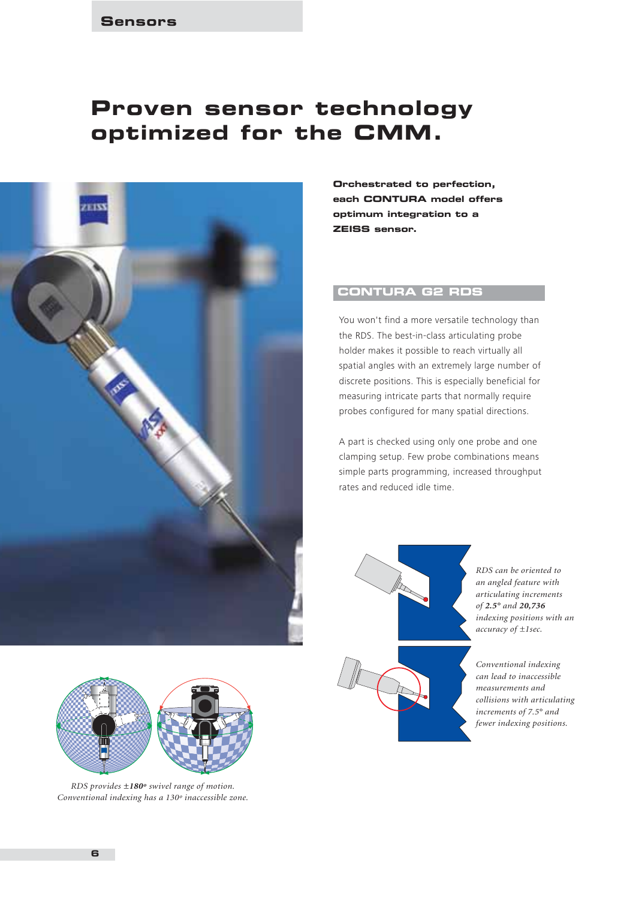# Proven sensor technology optimized for the CMM.

**Orchestrated to perfection, each CONTURA model offers optimum integration to a ZEISS sensor.**

## CONTURA G2 RDS

You won't find a more versatile technology than the RDS. The best-in-class articulating probe holder makes it possible to reach virtually all spatial angles with an extremely large number of discrete positions. This is especially beneficial for measuring intricate parts that normally require probes configured for many spatial directions.

A part is checked using only one probe and one clamping setup. Few probe combinations means simple parts programming, increased throughput rates and reduced idle time.

*RDS can be oriented to an angled feature with articulating increments of **2.5°** and **20,736** indexing positions with an accuracy of ±1sec.*

*Conventional indexing can lead to inaccessible measurements and collisions with articulating increments of 7.5° and fewer indexing positions.*

*RDS provides ±**180º** swivel range of motion. Conventional indexing has a 130º inaccessible zone.*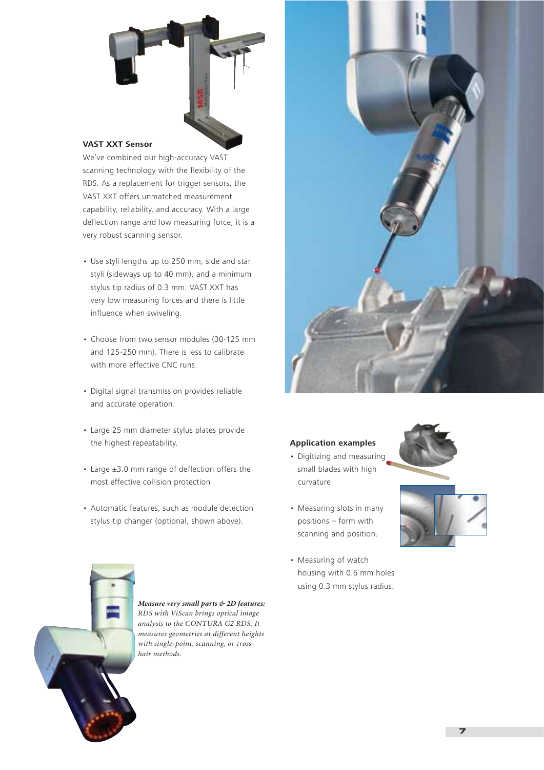### VAST XXT Sensor

We've combined our high-accuracy VAST scanning technology with the flexibility of the RDS. As a replacement for trigger sensors, the VAST XXT offers unmatched measurement capability, reliability, and accuracy. With a large deflection range and low measuring force, it is a very robust scanning sensor.

- Use styli lengths up to 250 mm, side and star styli (sideways up to 40 mm), and a minimum stylus tip radius of 0.3 mm. VAST XXT has very low measuring forces and there is little influence when swiveling.
- Choose from two sensor modules (30-125 mm and 125-250 mm). There is less to calibrate with more effective CNC runs.
- Digital signal transmission provides reliable and accurate operation.
- Large 25 mm diameter stylus plates provide the highest repeatability.
- Large ±3.0 mm range of deflection offers the most effective collision protection
- Automatic features, such as module detection stylus tip changer (optional, shown above).

***Measure very small parts & 2D features:*** *RDS with ViScan brings optical image analysis to the CONTURA G2 RDS. It measures geometries at different heights with single-point, scanning, or cross-hair methods.*

**Application examples**

- Digitizing and measuring small blades with high curvature.
- Measuring slots in many positions – form with scanning and position.
- Measuring of watch housing with 0.6 mm holes using 0.3 mm stylus radius.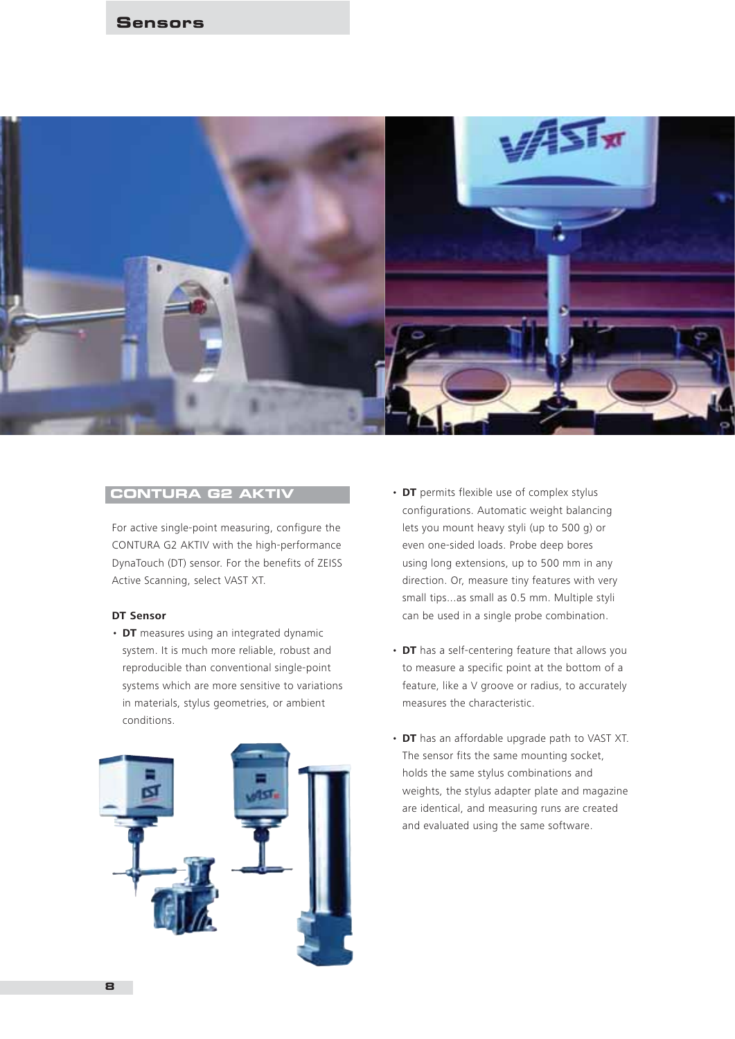# Sensors

## CONTURA G2 AKTIV

For active single-point measuring, configure the CONTURA G2 AKTIV with the high-performance DynaTouch (DT) sensor. For the benefits of ZEISS Active Scanning, select VAST XT.

**DT Sensor**

- **DT** measures using an integrated dynamic system. It is much more reliable, robust and reproducible than conventional single-point systems which are more sensitive to variations in materials, stylus geometries, or ambient conditions.
- **DT** permits flexible use of complex stylus configurations. Automatic weight balancing lets you mount heavy styli (up to 500 g) or even one-sided loads. Probe deep bores using long extensions, up to 500 mm in any direction. Or, measure tiny features with very small tips...as small as 0.5 mm. Multiple styli can be used in a single probe combination.
- **DT** has a self-centering feature that allows you to measure a specific point at the bottom of a feature, like a V groove or radius, to accurately measures the characteristic.
- **DT** has an affordable upgrade path to VAST XT. The sensor fits the same mounting socket, holds the same stylus combinations and weights, the stylus adapter plate and magazine are identical, and measuring runs are created and evaluated using the same software.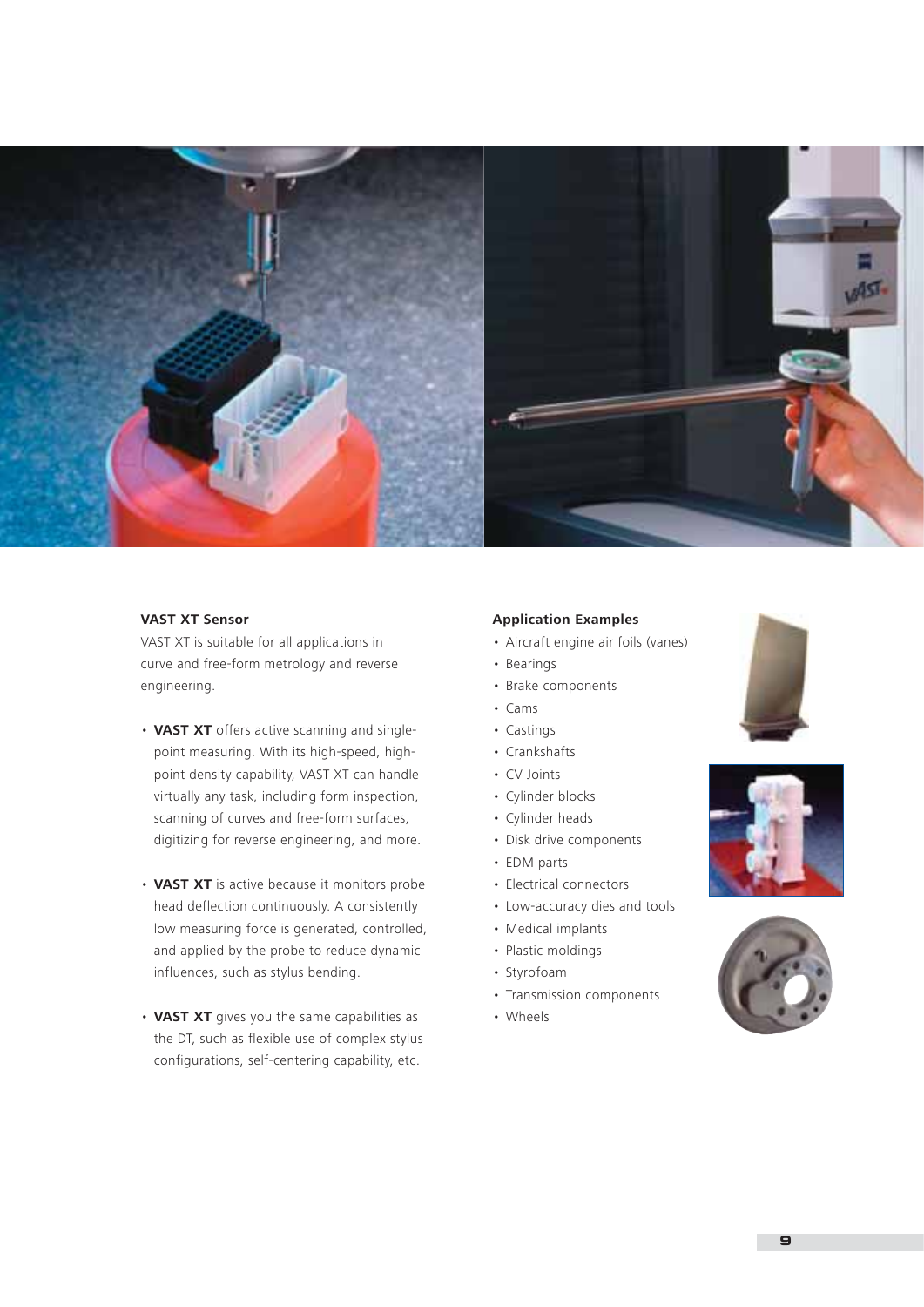### VAST XT Sensor

VAST XT is suitable for all applications in curve and free-form metrology and reverse engineering.

- **VAST XT** offers active scanning and single-point measuring. With its high-speed, high-point density capability, VAST XT can handle virtually any task, including form inspection, scanning of curves and free-form surfaces, digitizing for reverse engineering, and more.
- **VAST XT** is active because it monitors probe head deflection continuously. A consistently low measuring force is generated, controlled, and applied by the probe to reduce dynamic influences, such as stylus bending.
- **VAST XT** gives you the same capabilities as the DT, such as flexible use of complex stylus configurations, self-centering capability, etc.

### Application Examples

- Aircraft engine air foils (vanes)
- Bearings
- Brake components
- Cams
- Castings
- Crankshafts
- CV Joints
- Cylinder blocks
- Cylinder heads
- Disk drive components
- EDM parts
- Electrical connectors
- Low-accuracy dies and tools
- Medical implants
- Plastic moldings
- Styrofoam
- Transmission components
- Wheels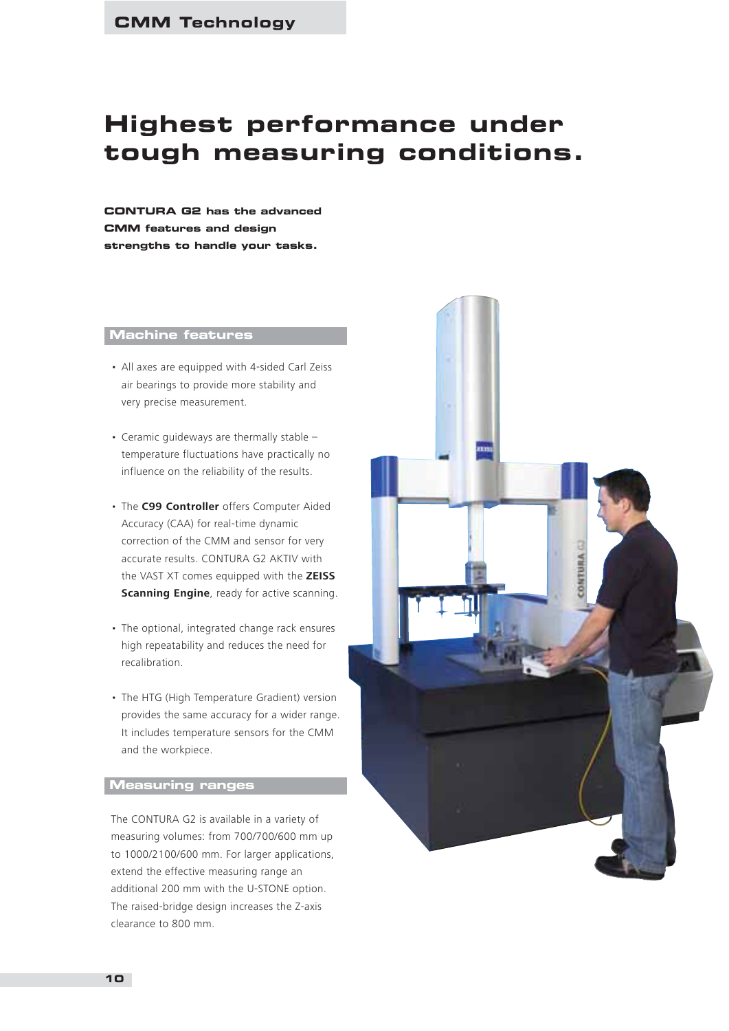# Highest performance under tough measuring conditions.

**CONTURA G2 has the advanced CMM features and design strengths to handle your tasks.**

## Machine features

- All axes are equipped with 4-sided Carl Zeiss air bearings to provide more stability and very precise measurement.
- Ceramic guideways are thermally stable – temperature fluctuations have practically no influence on the reliability of the results.
- The **C99 Controller** offers Computer Aided Accuracy (CAA) for real-time dynamic correction of the CMM and sensor for very accurate results. CONTURA G2 AKTIV with the VAST XT comes equipped with the **ZEISS Scanning Engine**, ready for active scanning.
- The optional, integrated change rack ensures high repeatability and reduces the need for recalibration.
- The HTG (High Temperature Gradient) version provides the same accuracy for a wider range. It includes temperature sensors for the CMM and the workpiece.

## Measuring ranges

The CONTURA G2 is available in a variety of measuring volumes: from 700/700/600 mm up to 1000/2100/600 mm. For larger applications, extend the effective measuring range an additional 200 mm with the U-STONE option. The raised-bridge design increases the Z-axis clearance to 800 mm.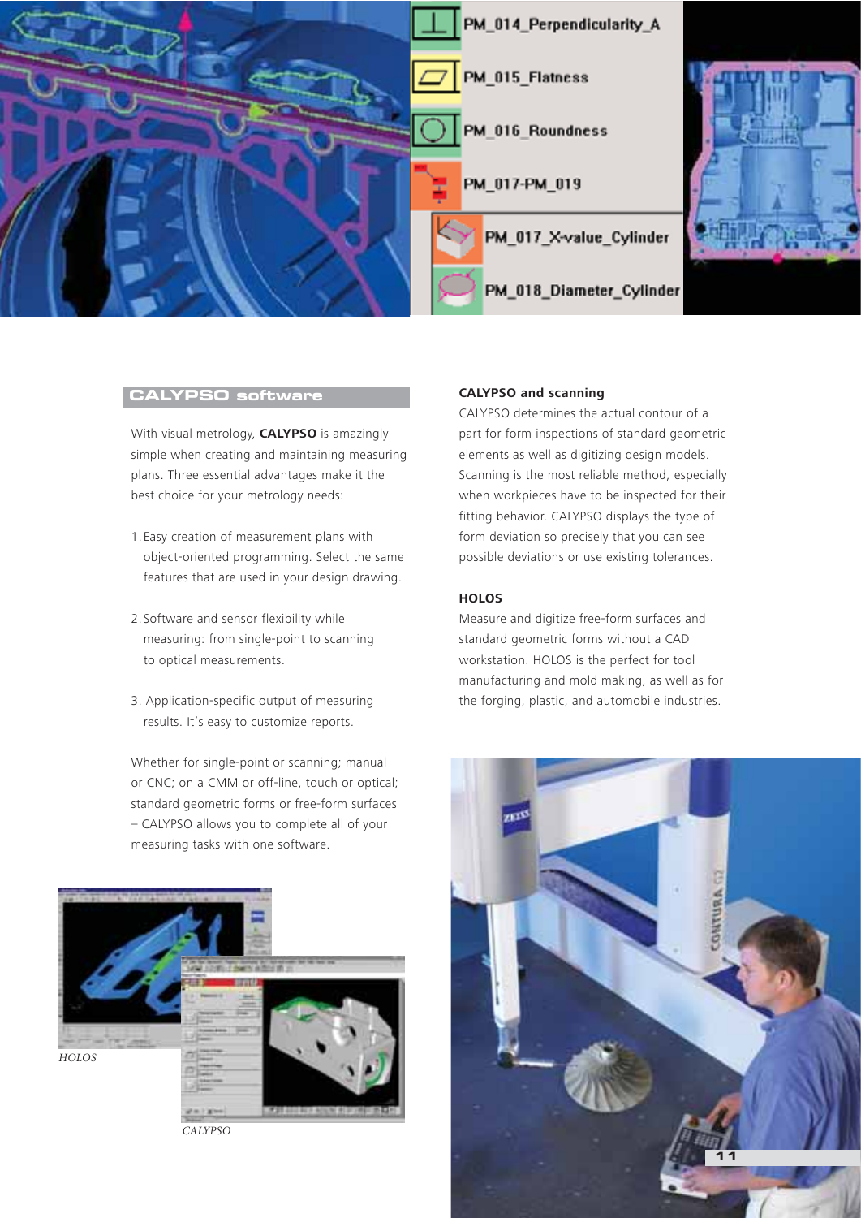## CALYPSO software

With visual metrology, **CALYPSO** is amazingly simple when creating and maintaining measuring plans. Three essential advantages make it the best choice for your metrology needs:

1. Easy creation of measurement plans with object-oriented programming. Select the same features that are used in your design drawing.
2. Software and sensor flexibility while measuring: from single-point to scanning to optical measurements.
3. Application-specific output of measuring results. It's easy to customize reports.

Whether for single-point or scanning; manual or CNC; on a CMM or off-line, touch or optical; standard geometric forms or free-form surfaces – CALYPSO allows you to complete all of your measuring tasks with one software.

*HOLOS*

*CALYPSO*

### CALYPSO and scanning

CALYPSO determines the actual contour of a part for form inspections of standard geometric elements as well as digitizing design models. Scanning is the most reliable method, especially when workpieces have to be inspected for their fitting behavior. CALYPSO displays the type of form deviation so precisely that you can see possible deviations or use existing tolerances.

### HOLOS

Measure and digitize free-form surfaces and standard geometric forms without a CAD workstation. HOLOS is the perfect for tool manufacturing and mold making, as well as for the forging, plastic, and automobile industries.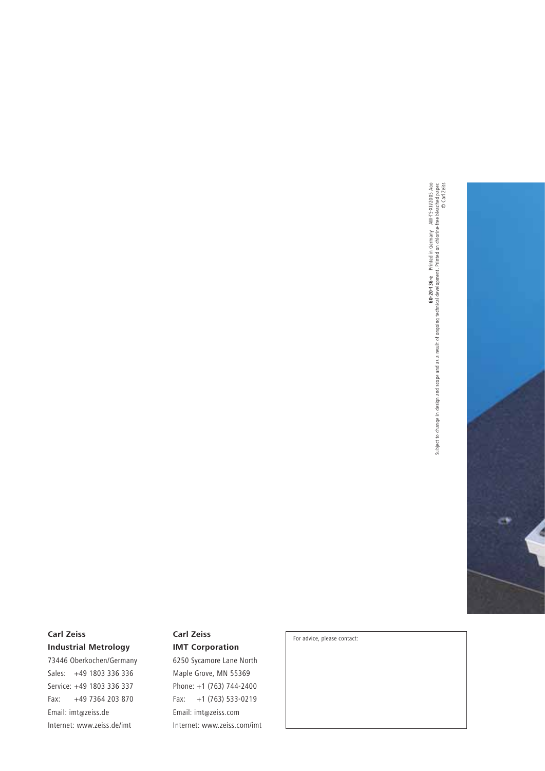60-20-136-e Printed in Germany AW-TS-XII/2005 Aoo
Subject to change in design and scope and as a result of ongoing technical development. Printed on chlorine-free bleached paper.
© Carl Zeiss

**Carl Zeiss**
**Industrial Metrology**
73446 Oberkochen/Germany
Sales: +49 1803 336 336
Service: +49 1803 336 337
Fax: +49 7364 203 870
Email: imt@zeiss.de
Internet: www.zeiss.de/imt

**Carl Zeiss**
**IMT Corporation**
6250 Sycamore Lane North
Maple Grove, MN 55369
Phone: +1 (763) 744-2400
Fax: +1 (763) 533-0219
Email: imt@zeiss.com
Internet: www.zeiss.com/imt

For advice, please contact: